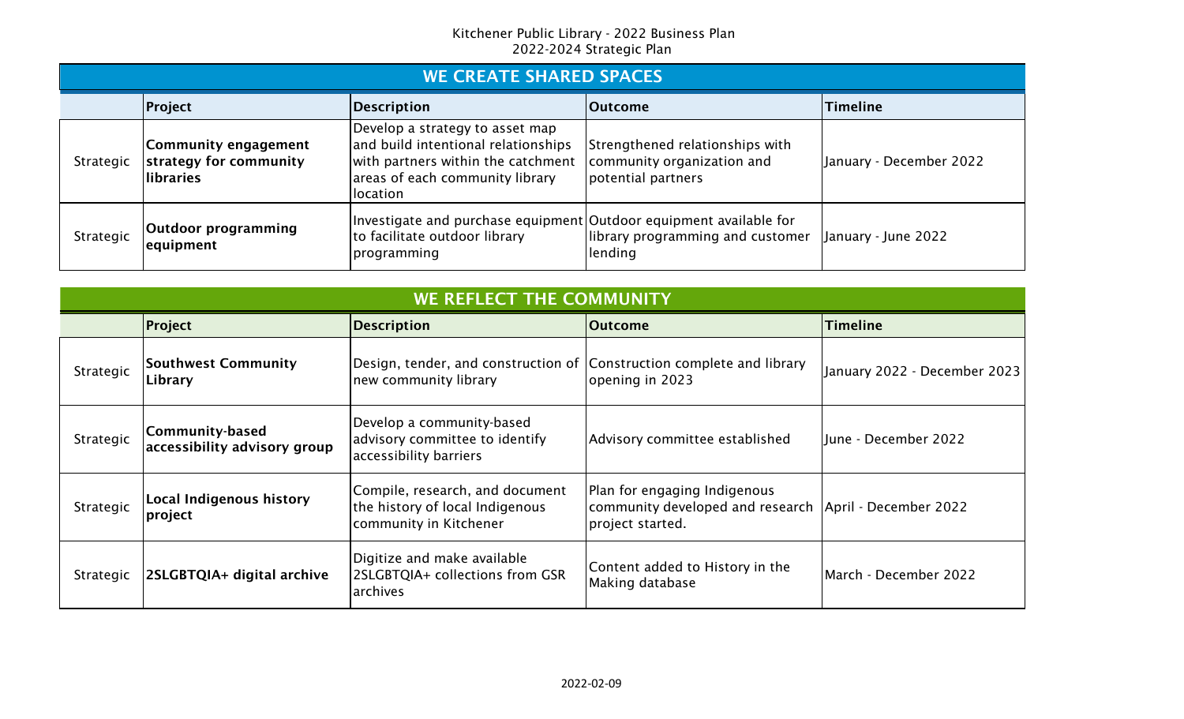Kitchener Public Library - 2022 Business Plan
2022-2024 Strategic Plan

## WE CREATE SHARED SPACES

| | Project | Description | Outcome | Timeline |
|---|---|---|---|---|
| Strategic | **Community engagement strategy for community libraries** | Develop a strategy to asset map and build intentional relationships with partners within the catchment areas of each community library location | Strengthened relationships with community organization and potential partners | January - December 2022 |
| Strategic | **Outdoor programming equipment** | Investigate and purchase equipment to facilitate outdoor library programming | Outdoor equipment available for library programming and customer lending | January - June 2022 |

## WE REFLECT THE COMMUNITY

| | Project | Description | Outcome | Timeline |
|---|---|---|---|---|
| Strategic | **Southwest Community Library** | Design, tender, and construction of new community library | Construction complete and library opening in 2023 | January 2022 - December 2023 |
| Strategic | **Community-based accessibility advisory group** | Develop a community-based advisory committee to identify accessibility barriers | Advisory committee established | June - December 2022 |
| Strategic | **Local Indigenous history project** | Compile, research, and document the history of local Indigenous community in Kitchener | Plan for engaging Indigenous community developed and research project started. | April - December 2022 |
| Strategic | **2SLGBTQIA+ digital archive** | Digitize and make available 2SLGBTQIA+ collections from GSR archives | Content added to History in the Making database | March - December 2022 |

2022-02-09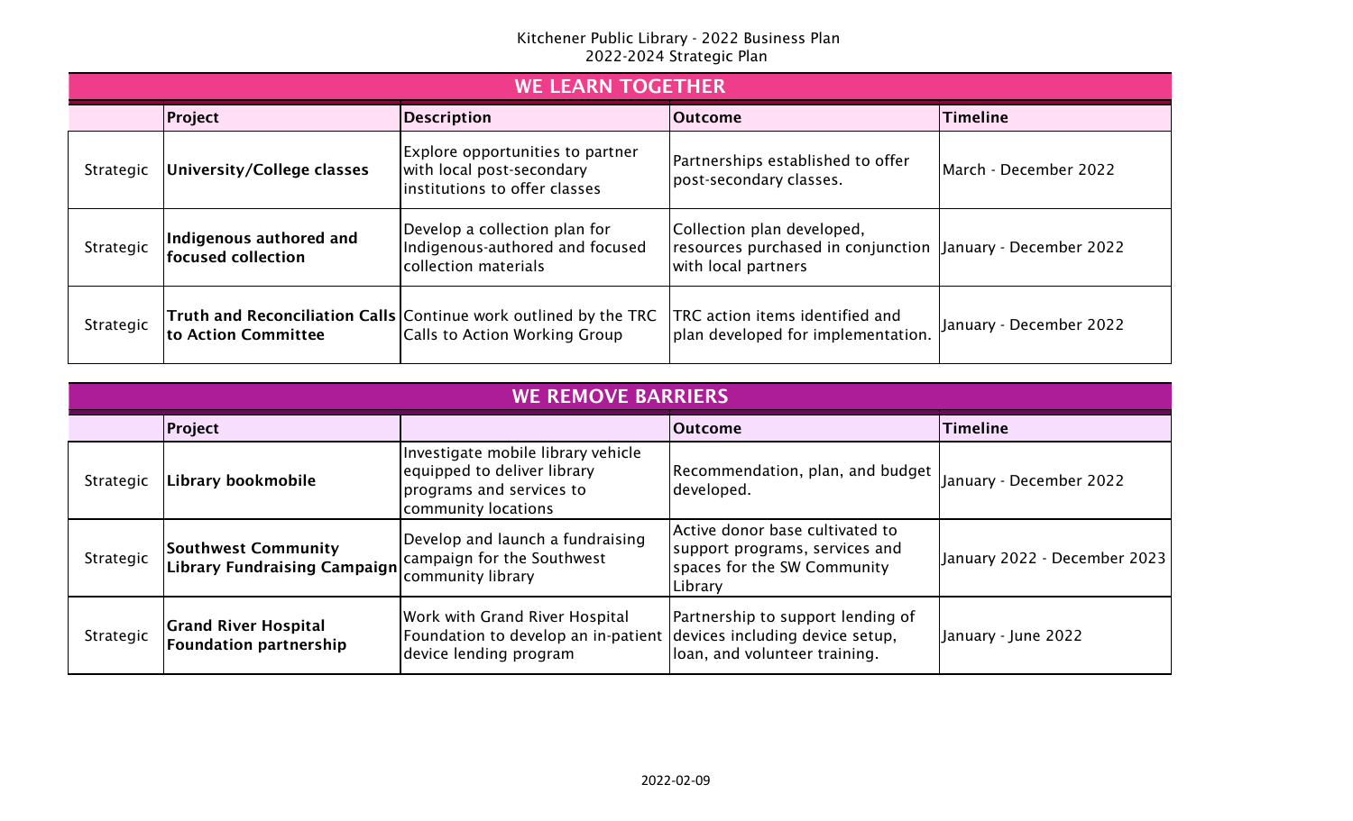Kitchener Public Library - 2022 Business Plan
2022-2024 Strategic Plan

## WE LEARN TOGETHER

| | Project | Description | Outcome | Timeline |
|---|---|---|---|---|
| Strategic | **University/College classes** | Explore opportunities to partner with local post-secondary institutions to offer classes | Partnerships established to offer post-secondary classes. | March - December 2022 |
| Strategic | **Indigenous authored and focused collection** | Develop a collection plan for Indigenous-authored and focused collection materials | Collection plan developed, resources purchased in conjunction with local partners | January - December 2022 |
| Strategic | **Truth and Reconciliation Calls to Action Committee** | Continue work outlined by the TRC Calls to Action Working Group | TRC action items identified and plan developed for implementation. | January - December 2022 |

## WE REMOVE BARRIERS

| | Project | | Outcome | Timeline |
|---|---|---|---|---|
| Strategic | **Library bookmobile** | Investigate mobile library vehicle equipped to deliver library programs and services to community locations | Recommendation, plan, and budget developed. | January - December 2022 |
| Strategic | **Southwest Community Library Fundraising Campaign** | Develop and launch a fundraising campaign for the Southwest community library | Active donor base cultivated to support programs, services and spaces for the SW Community Library | January 2022 - December 2023 |
| Strategic | **Grand River Hospital Foundation partnership** | Work with Grand River Hospital Foundation to develop an in-patient device lending program | Partnership to support lending of devices including device setup, loan, and volunteer training. | January - June 2022 |

2022-02-09